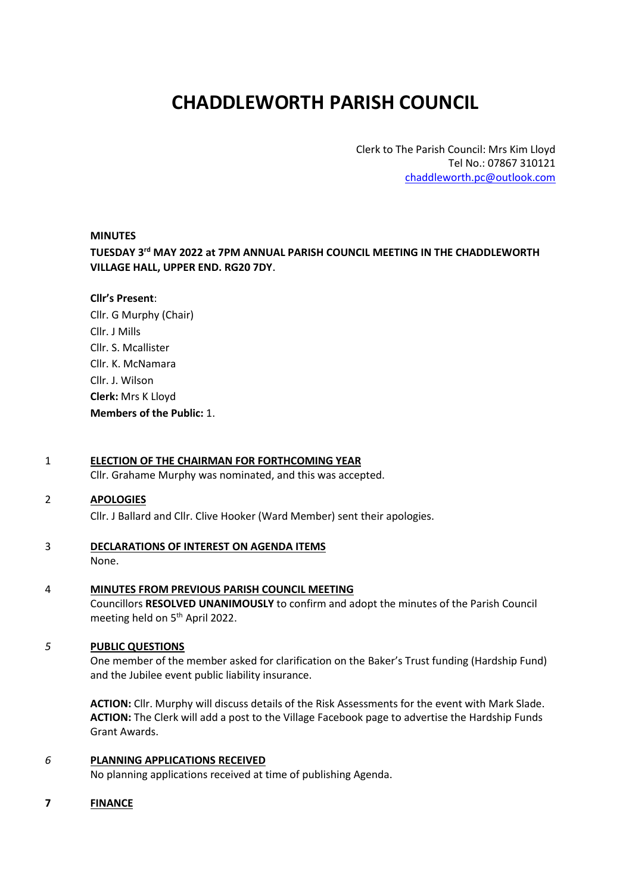# CHADDLEWORTH PARISH COUNCIL

Clerk to The Parish Council: Mrs Kim Lloyd
Tel No.: 07867 310121
chaddleworth.pc@outlook.com

**MINUTES**

**TUESDAY 3rd MAY 2022 at 7PM ANNUAL PARISH COUNCIL MEETING IN THE CHADDLEWORTH VILLAGE HALL, UPPER END. RG20 7DY**.

**Cllr's Present**:
Cllr. G Murphy (Chair)
Cllr. J Mills
Cllr. S. Mcallister
Cllr. K. McNamara
Cllr. J. Wilson
**Clerk:** Mrs K Lloyd
**Members of the Public:** 1.

1 **ELECTION OF THE CHAIRMAN FOR FORTHCOMING YEAR**
Cllr. Grahame Murphy was nominated, and this was accepted.

2 **APOLOGIES**
Cllr. J Ballard and Cllr. Clive Hooker (Ward Member) sent their apologies.

3 **DECLARATIONS OF INTEREST ON AGENDA ITEMS**
None.

4 **MINUTES FROM PREVIOUS PARISH COUNCIL MEETING**
Councillors **RESOLVED UNANIMOUSLY** to confirm and adopt the minutes of the Parish Council meeting held on 5th April 2022.

*5* **PUBLIC QUESTIONS**
One member of the member asked for clarification on the Baker's Trust funding (Hardship Fund) and the Jubilee event public liability insurance.

**ACTION:** Cllr. Murphy will discuss details of the Risk Assessments for the event with Mark Slade.
**ACTION:** The Clerk will add a post to the Village Facebook page to advertise the Hardship Funds Grant Awards.

*6* **PLANNING APPLICATIONS RECEIVED**
No planning applications received at time of publishing Agenda.

**7** **FINANCE**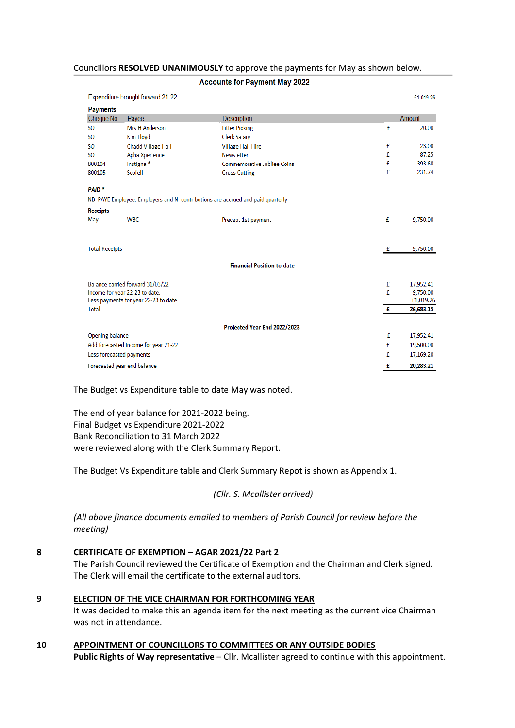Councillors **RESOLVED UNANIMOUSLY** to approve the payments for May as shown below.

**Accounts for Payment May 2022**

| Cheque No | Payee | Description | | Amount |
|---|---|---|---|---|
| Expenditure brought forward 21-22 | | | | £1,019.26 |
| **Payments** | | | | |
| SO | Mrs H Anderson | Litter Picking | £ | 20.00 |
| SO | Kim Lloyd | Clerk Salary | | |
| SO | Chadd Village Hall | Village Hall Hire | £ | 23.00 |
| SO | Apha Xperience | Newsletter | £ | 87.25 |
| 800104 | Instigna * | Commemorative Jubilee Coins | £ | 393.60 |
| 800105 | Scofell | Grass Cutting | £ | 231.74 |

***PAID ****

NB PAYE Employee, Employers and NI contributions are accrued and paid quarterly

| **Receipts** | | | | |
|---|---|---|---|---|
| May | WBC | Precept 1st payment | £ | 9,750.00 |
| Total Receipts | | | £ | 9,750.00 |

**Financial Position to date**

| | | |
|---|---|---|
| Balance carried forward 31/03/22 | £ | 17,952.41 |
| Income for year 22-23 to date. | £ | 9,750.00 |
| Less payments for year 22-23 to date | | £1,019.26 |
| Total | **£** | **26,683.15** |

**Projected Year End 2022/2023**

| | | |
|---|---|---|
| Opening balance | £ | 17,952.41 |
| Add forecasted Income for year 21-22 | £ | 19,500.00 |
| Less forecasted payments | £ | 17,169.20 |
| Forecasted year end balance | **£** | **20,283.21** |

The Budget vs Expenditure table to date May was noted.

The end of year balance for 2021-2022 being.
Final Budget vs Expenditure 2021-2022
Bank Reconciliation to 31 March 2022
were reviewed along with the Clerk Summary Report.

The Budget Vs Expenditure table and Clerk Summary Repot is shown as Appendix 1.

*(Cllr. S. Mcallister arrived)*

*(All above finance documents emailed to members of Parish Council for review before the meeting)*

**8 CERTIFICATE OF EXEMPTION – AGAR 2021/22 Part 2**

The Parish Council reviewed the Certificate of Exemption and the Chairman and Clerk signed. The Clerk will email the certificate to the external auditors.

**9 ELECTION OF THE VICE CHAIRMAN FOR FORTHCOMING YEAR**

It was decided to make this an agenda item for the next meeting as the current vice Chairman was not in attendance.

**10 APPOINTMENT OF COUNCILLORS TO COMMITTEES OR ANY OUTSIDE BODIES**

**Public Rights of Way representative** – Cllr. Mcallister agreed to continue with this appointment.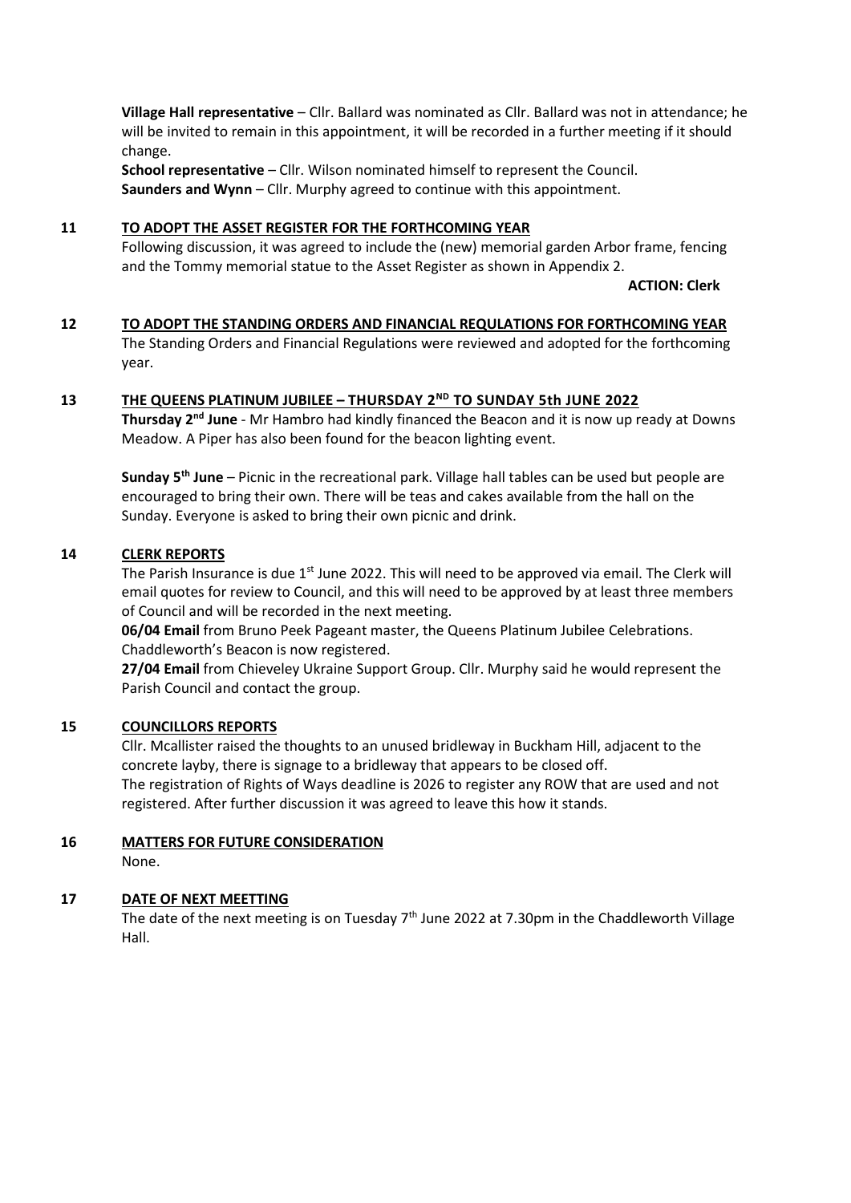**Village Hall representative** – Cllr. Ballard was nominated as Cllr. Ballard was not in attendance; he will be invited to remain in this appointment, it will be recorded in a further meeting if it should change.

**School representative** – Cllr. Wilson nominated himself to represent the Council.

**Saunders and Wynn** – Cllr. Murphy agreed to continue with this appointment.

## 11 TO ADOPT THE ASSET REGISTER FOR THE FORTHCOMING YEAR

Following discussion, it was agreed to include the (new) memorial garden Arbor frame, fencing and the Tommy memorial statue to the Asset Register as shown in Appendix 2.

**ACTION: Clerk**

## 12 TO ADOPT THE STANDING ORDERS AND FINANCIAL REQULATIONS FOR FORTHCOMING YEAR

The Standing Orders and Financial Regulations were reviewed and adopted for the forthcoming year.

## 13 THE QUEENS PLATINUM JUBILEE – THURSDAY 2ND TO SUNDAY 5th JUNE 2022

**Thursday 2nd June** - Mr Hambro had kindly financed the Beacon and it is now up ready at Downs Meadow. A Piper has also been found for the beacon lighting event.

**Sunday 5th June** – Picnic in the recreational park. Village hall tables can be used but people are encouraged to bring their own. There will be teas and cakes available from the hall on the Sunday. Everyone is asked to bring their own picnic and drink.

## 14 CLERK REPORTS

The Parish Insurance is due 1st June 2022. This will need to be approved via email. The Clerk will email quotes for review to Council, and this will need to be approved by at least three members of Council and will be recorded in the next meeting.

**06/04 Email** from Bruno Peek Pageant master, the Queens Platinum Jubilee Celebrations. Chaddleworth's Beacon is now registered.

**27/04 Email** from Chieveley Ukraine Support Group. Cllr. Murphy said he would represent the Parish Council and contact the group.

## 15 COUNCILLORS REPORTS

Cllr. Mcallister raised the thoughts to an unused bridleway in Buckham Hill, adjacent to the concrete layby, there is signage to a bridleway that appears to be closed off.

The registration of Rights of Ways deadline is 2026 to register any ROW that are used and not registered. After further discussion it was agreed to leave this how it stands.

## 16 MATTERS FOR FUTURE CONSIDERATION

None.

## 17 DATE OF NEXT MEETTING

The date of the next meeting is on Tuesday 7th June 2022 at 7.30pm in the Chaddleworth Village Hall.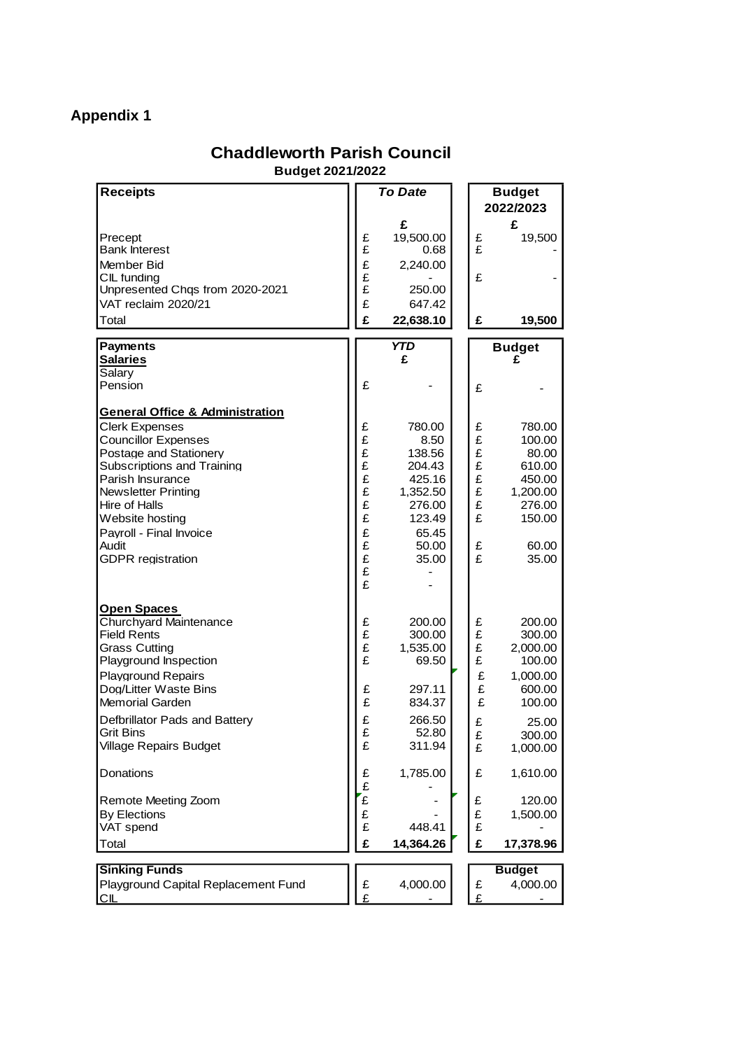**Appendix 1**

## Chaddleworth Parish Council

**Budget 2021/2022**

| **Receipts** | ***To Date*** | **Budget 2022/2023** |
|---|---|---|
| | **£** | **£** |
| Precept | £ 19,500.00 | £ 19,500 |
| Bank Interest | £ 0.68 | £ - |
| Member Bid | £ 2,240.00 | |
| CIL funding | £ - | £ - |
| Unpresented Chqs from 2020-2021 | £ 250.00 | |
| VAT reclaim 2020/21 | £ 647.42 | |
| Total | **£ 22,638.10** | **£ 19,500** |

| **Payments** | ***YTD*** | **Budget** |
|---|---|---|
| **Salaries** | **£** | **£** |
| Salary | | |
| Pension | £ - | £ - |
| **General Office & Administration** | | |
| Clerk Expenses | £ 780.00 | £ 780.00 |
| Councillor Expenses | £ 8.50 | £ 100.00 |
| Postage and Stationery | £ 138.56 | £ 80.00 |
| Subscriptions and Training | £ 204.43 | £ 610.00 |
| Parish Insurance | £ 425.16 | £ 450.00 |
| Newsletter Printing | £ 1,352.50 | £ 1,200.00 |
| Hire of Halls | £ 276.00 | £ 276.00 |
| Website hosting | £ 123.49 | £ 150.00 |
| Payroll - Final Invoice | £ 65.45 | |
| Audit | £ 50.00 | £ 60.00 |
| GDPR registration | £ 35.00 | £ 35.00 |
| | £ - | |
| | £ - | |
| **Open Spaces** | | |
| Churchyard Maintenance | £ 200.00 | £ 200.00 |
| Field Rents | £ 300.00 | £ 300.00 |
| Grass Cutting | £ 1,535.00 | £ 2,000.00 |
| Playground Inspection | £ 69.50 | £ 100.00 |
| Playground Repairs | | £ 1,000.00 |
| Dog/Litter Waste Bins | £ 297.11 | £ 600.00 |
| Memorial Garden | £ 834.37 | £ 100.00 |
| Defbrillator Pads and Battery | £ 266.50 | £ 25.00 |
| Grit Bins | £ 52.80 | £ 300.00 |
| Village Repairs Budget | £ 311.94 | £ 1,000.00 |
| Donations | £ 1,785.00 | £ 1,610.00 |
| | £ - | |
| Remote Meeting Zoom | £ - | £ 120.00 |
| By Elections | £ - | £ 1,500.00 |
| VAT spend | £ 448.41 | £ - |
| Total | **£ 14,364.26** | **£ 17,378.96** |

| **Sinking Funds** | | **Budget** |
|---|---|---|
| Playground Capital Replacement Fund | £ 4,000.00 | £ 4,000.00 |
| CIL | £ - | £ - |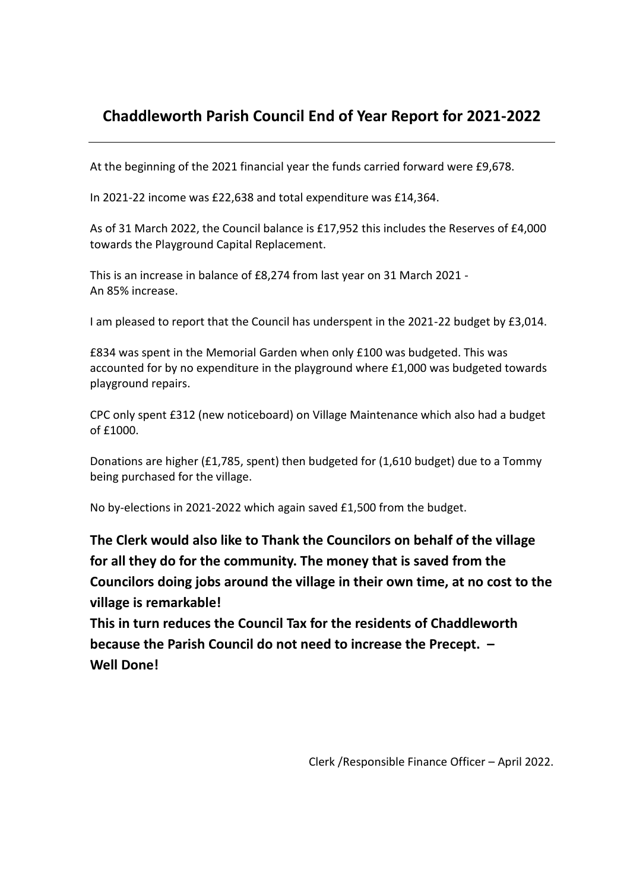## Chaddleworth Parish Council End of Year Report for 2021-2022

---

At the beginning of the 2021 financial year the funds carried forward were £9,678.

In 2021-22 income was £22,638 and total expenditure was £14,364.

As of 31 March 2022, the Council balance is £17,952 this includes the Reserves of £4,000 towards the Playground Capital Replacement.

This is an increase in balance of £8,274 from last year on 31 March 2021 -
An 85% increase.

I am pleased to report that the Council has underspent in the 2021-22 budget by £3,014.

£834 was spent in the Memorial Garden when only £100 was budgeted. This was accounted for by no expenditure in the playground where £1,000 was budgeted towards playground repairs.

CPC only spent £312 (new noticeboard) on Village Maintenance which also had a budget of £1000.

Donations are higher (£1,785, spent) then budgeted for (1,610 budget) due to a Tommy being purchased for the village.

No by-elections in 2021-2022 which again saved £1,500 from the budget.

**The Clerk would also like to Thank the Councilors on behalf of the village for all they do for the community. The money that is saved from the Councilors doing jobs around the village in their own time, at no cost to the village is remarkable!**

**This in turn reduces the Council Tax for the residents of Chaddleworth because the Parish Council do not need to increase the Precept. –
Well Done!**

Clerk /Responsible Finance Officer – April 2022.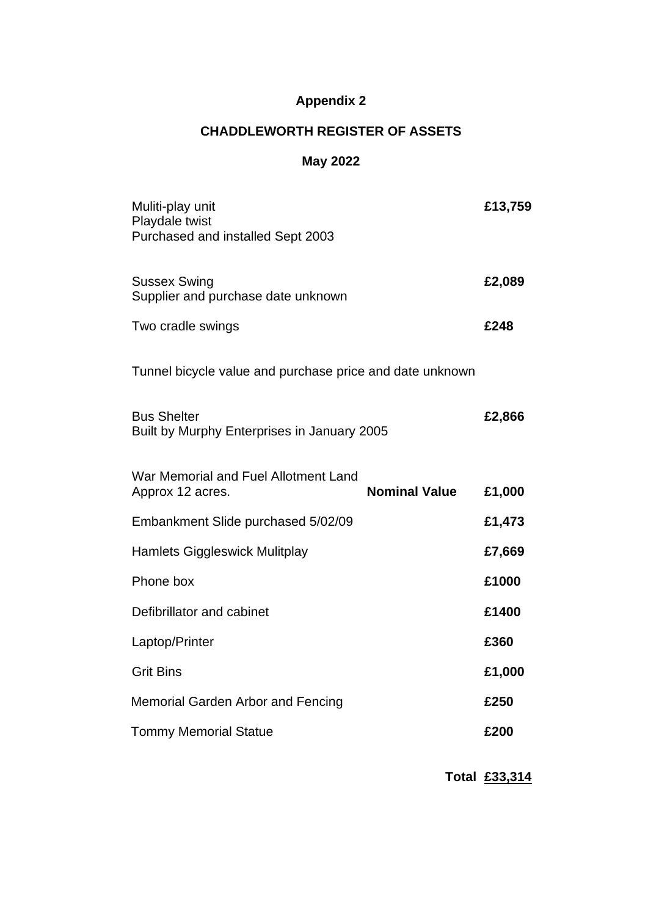**Appendix 2**

**CHADDLEWORTH REGISTER OF ASSETS**

**May 2022**

| | | |
|---|---|---|
| Muliti-play unit<br>Playdale twist<br>Purchased and installed Sept 2003 | | **£13,759** |
| Sussex Swing<br>Supplier and purchase date unknown | | **£2,089** |
| Two cradle swings | | **£248** |
| Tunnel bicycle value and purchase price and date unknown | | |
| Bus Shelter<br>Built by Murphy Enterprises in January 2005 | | **£2,866** |
| War Memorial and Fuel Allotment Land<br>Approx 12 acres. | **Nominal Value** | **£1,000** |
| Embankment Slide purchased 5/02/09 | | **£1,473** |
| Hamlets Giggleswick Mulitplay | | **£7,669** |
| Phone box | | **£1000** |
| Defibrillator and cabinet | | **£1400** |
| Laptop/Printer | | **£360** |
| Grit Bins | | **£1,000** |
| Memorial Garden Arbor and Fencing | | **£250** |
| Tommy Memorial Statue | | **£200** |
| | **Total** | **£33,314** |